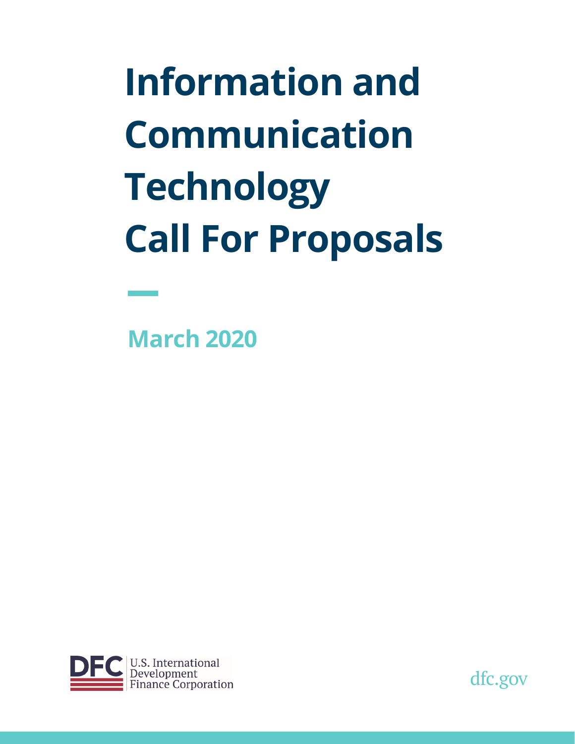# Information and Communication Technology Call For Proposals

March 2020

DFC U.S. International Development Finance Corporation

dfc.gov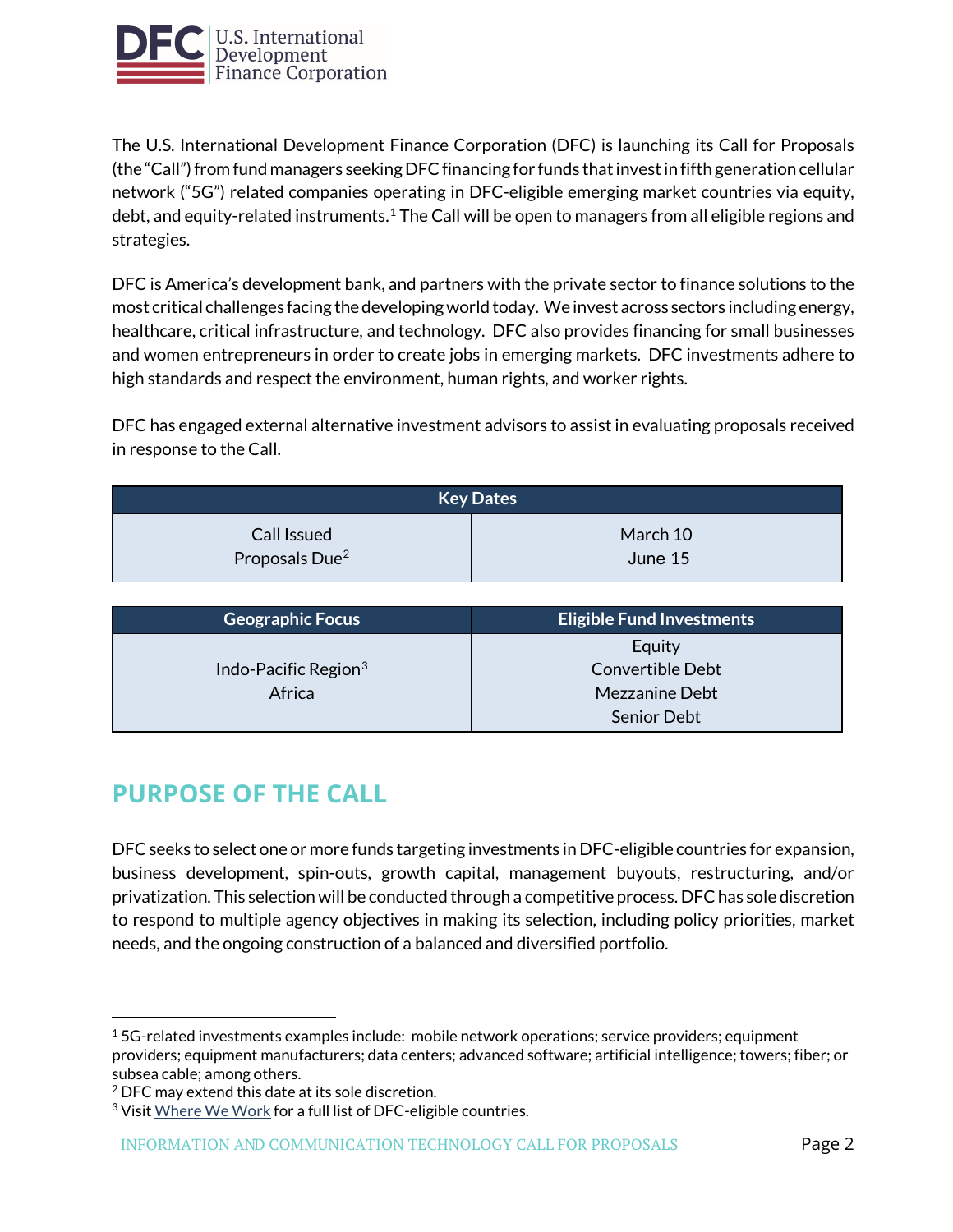The U.S. International Development Finance Corporation (DFC) is launching its Call for Proposals (the "Call") from fund managers seeking DFC financing for funds that invest in fifth generation cellular network ("5G") related companies operating in DFC-eligible emerging market countries via equity, debt, and equity-related instruments.[1] The Call will be open to managers from all eligible regions and strategies.

DFC is America's development bank, and partners with the private sector to finance solutions to the most critical challenges facing the developing world today. We invest across sectors including energy, healthcare, critical infrastructure, and technology. DFC also provides financing for small businesses and women entrepreneurs in order to create jobs in emerging markets. DFC investments adhere to high standards and respect the environment, human rights, and worker rights.

DFC has engaged external alternative investment advisors to assist in evaluating proposals received in response to the Call.

| Key Dates | |
|---|---|
| Call Issued<br>Proposals Due[2] | March 10<br>June 15 |

| Geographic Focus | Eligible Fund Investments |
|---|---|
| Indo-Pacific Region[3]<br>Africa | Equity<br>Convertible Debt<br>Mezzanine Debt<br>Senior Debt |

## PURPOSE OF THE CALL

DFC seeks to select one or more funds targeting investments in DFC-eligible countries for expansion, business development, spin-outs, growth capital, management buyouts, restructuring, and/or privatization. This selection will be conducted through a competitive process. DFC has sole discretion to respond to multiple agency objectives in making its selection, including policy priorities, market needs, and the ongoing construction of a balanced and diversified portfolio.

---

[1] 5G-related investments examples include: mobile network operations; service providers; equipment providers; equipment manufacturers; data centers; advanced software; artificial intelligence; towers; fiber; or subsea cable; among others.

[2] DFC may extend this date at its sole discretion.

[3] Visit Where We Work for a full list of DFC-eligible countries.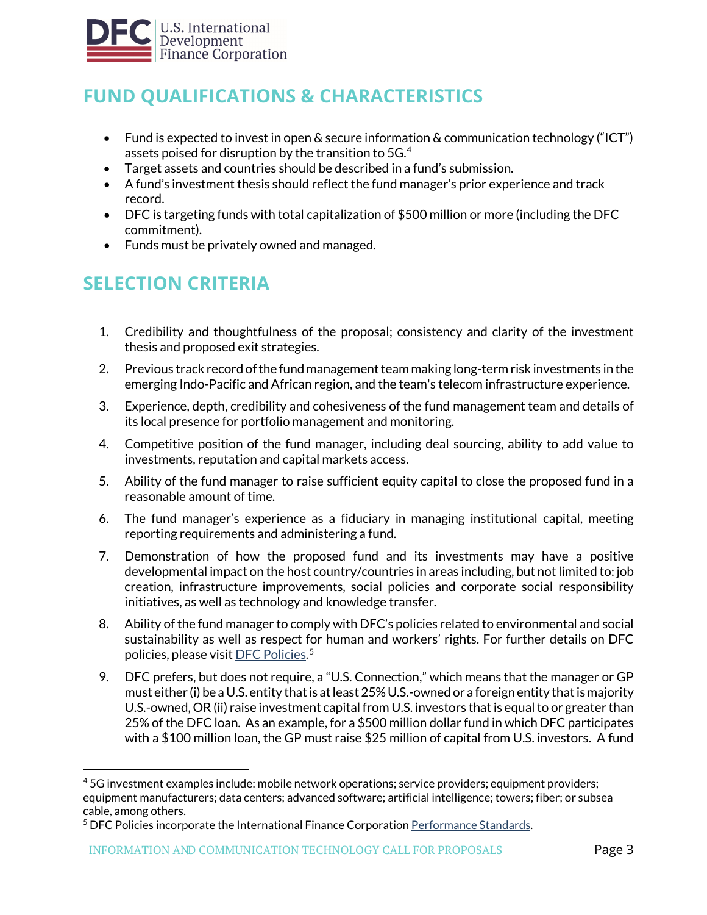## FUND QUALIFICATIONS & CHARACTERISTICS

- Fund is expected to invest in open & secure information & communication technology ("ICT") assets poised for disruption by the transition to 5G.[4]
- Target assets and countries should be described in a fund's submission.
- A fund's investment thesis should reflect the fund manager's prior experience and track record.
- DFC is targeting funds with total capitalization of $500 million or more (including the DFC commitment).
- Funds must be privately owned and managed.

## SELECTION CRITERIA

1. Credibility and thoughtfulness of the proposal; consistency and clarity of the investment thesis and proposed exit strategies.
2. Previous track record of the fund management team making long-term risk investments in the emerging Indo-Pacific and African region, and the team's telecom infrastructure experience.
3. Experience, depth, credibility and cohesiveness of the fund management team and details of its local presence for portfolio management and monitoring.
4. Competitive position of the fund manager, including deal sourcing, ability to add value to investments, reputation and capital markets access.
5. Ability of the fund manager to raise sufficient equity capital to close the proposed fund in a reasonable amount of time.
6. The fund manager's experience as a fiduciary in managing institutional capital, meeting reporting requirements and administering a fund.
7. Demonstration of how the proposed fund and its investments may have a positive developmental impact on the host country/countries in areas including, but not limited to: job creation, infrastructure improvements, social policies and corporate social responsibility initiatives, as well as technology and knowledge transfer.
8. Ability of the fund manager to comply with DFC's policies related to environmental and social sustainability as well as respect for human and workers' rights. For further details on DFC policies, please visit DFC Policies.[5]
9. DFC prefers, but does not require, a "U.S. Connection," which means that the manager or GP must either (i) be a U.S. entity that is at least 25% U.S.-owned or a foreign entity that is majority U.S.-owned, OR (ii) raise investment capital from U.S. investors that is equal to or greater than 25% of the DFC loan. As an example, for a $500 million dollar fund in which DFC participates with a $100 million loan, the GP must raise $25 million of capital from U.S. investors. A fund

---

[4] 5G investment examples include: mobile network operations; service providers; equipment providers; equipment manufacturers; data centers; advanced software; artificial intelligence; towers; fiber; or subsea cable, among others.

[5] DFC Policies incorporate the International Finance Corporation Performance Standards.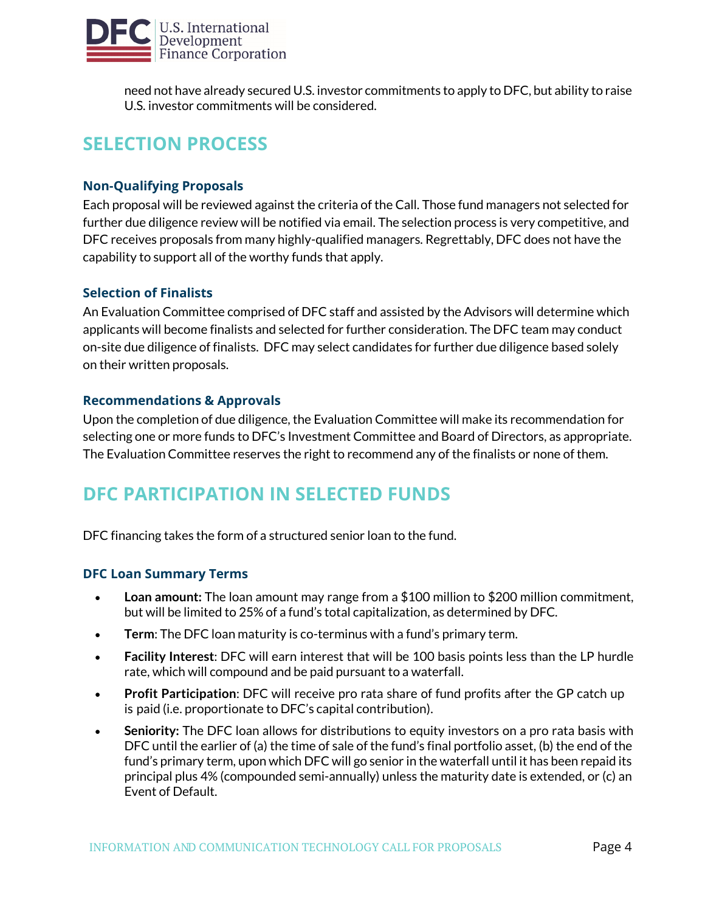need not have already secured U.S. investor commitments to apply to DFC, but ability to raise U.S. investor commitments will be considered.

## SELECTION PROCESS

### Non-Qualifying Proposals

Each proposal will be reviewed against the criteria of the Call. Those fund managers not selected for further due diligence review will be notified via email. The selection process is very competitive, and DFC receives proposals from many highly-qualified managers. Regrettably, DFC does not have the capability to support all of the worthy funds that apply.

### Selection of Finalists

An Evaluation Committee comprised of DFC staff and assisted by the Advisors will determine which applicants will become finalists and selected for further consideration. The DFC team may conduct on-site due diligence of finalists. DFC may select candidates for further due diligence based solely on their written proposals.

### Recommendations & Approvals

Upon the completion of due diligence, the Evaluation Committee will make its recommendation for selecting one or more funds to DFC's Investment Committee and Board of Directors, as appropriate. The Evaluation Committee reserves the right to recommend any of the finalists or none of them.

## DFC PARTICIPATION IN SELECTED FUNDS

DFC financing takes the form of a structured senior loan to the fund.

### DFC Loan Summary Terms

- **Loan amount:** The loan amount may range from a $100 million to $200 million commitment, but will be limited to 25% of a fund's total capitalization, as determined by DFC.
- **Term**: The DFC loan maturity is co-terminus with a fund's primary term.
- **Facility Interest**: DFC will earn interest that will be 100 basis points less than the LP hurdle rate, which will compound and be paid pursuant to a waterfall.
- **Profit Participation**: DFC will receive pro rata share of fund profits after the GP catch up is paid (i.e. proportionate to DFC's capital contribution).
- **Seniority:** The DFC loan allows for distributions to equity investors on a pro rata basis with DFC until the earlier of (a) the time of sale of the fund's final portfolio asset, (b) the end of the fund's primary term, upon which DFC will go senior in the waterfall until it has been repaid its principal plus 4% (compounded semi-annually) unless the maturity date is extended, or (c) an Event of Default.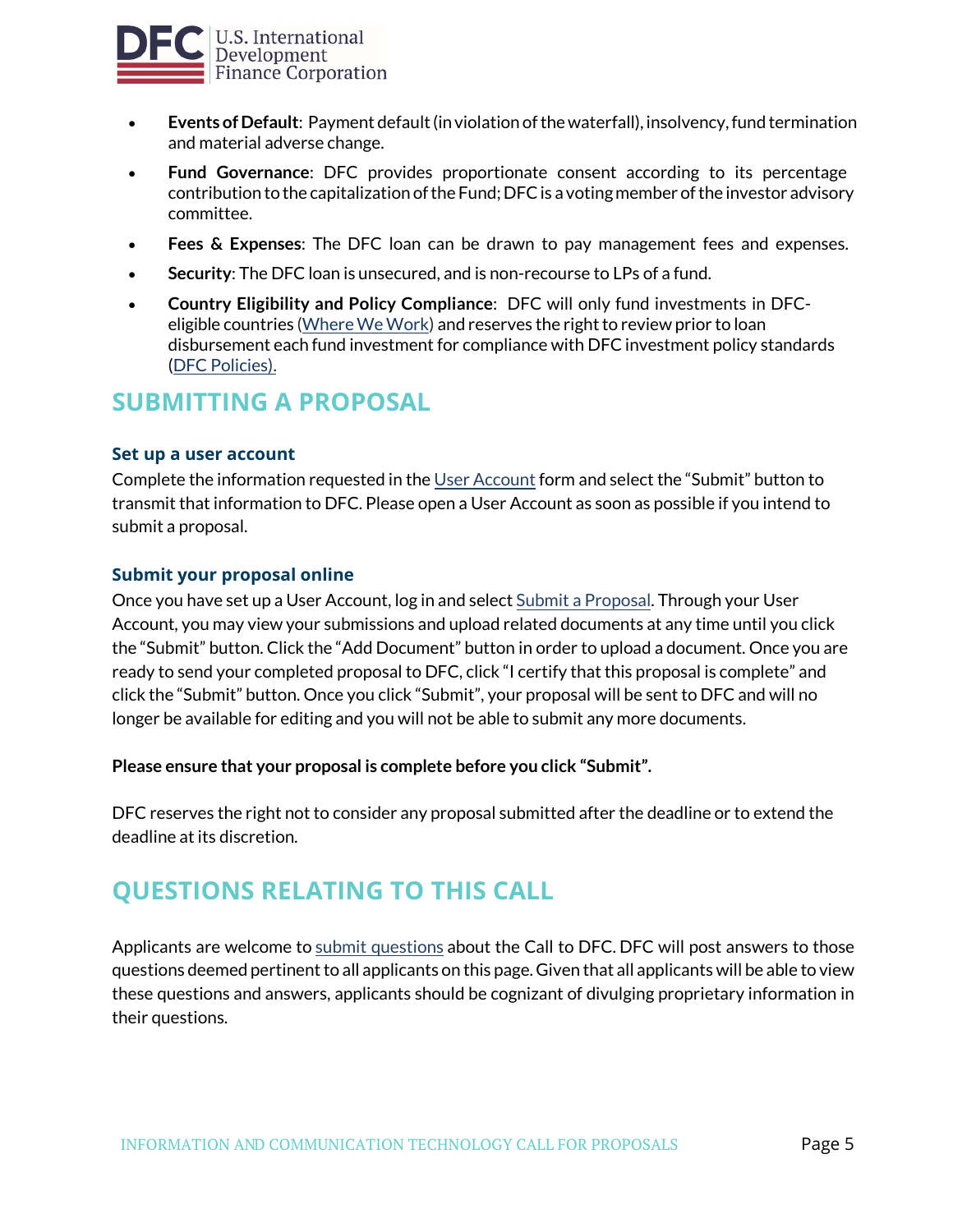- **Events of Default**: Payment default (in violation of the waterfall), insolvency, fund termination and material adverse change.
- **Fund Governance**: DFC provides proportionate consent according to its percentage contribution to the capitalization of the Fund; DFC is a voting member of the investor advisory committee.
- **Fees & Expenses**: The DFC loan can be drawn to pay management fees and expenses.
- **Security**: The DFC loan is unsecured, and is non-recourse to LPs of a fund.
- **Country Eligibility and Policy Compliance**: DFC will only fund investments in DFC-eligible countries (Where We Work) and reserves the right to review prior to loan disbursement each fund investment for compliance with DFC investment policy standards (DFC Policies).

## SUBMITTING A PROPOSAL

### Set up a user account

Complete the information requested in the User Account form and select the "Submit" button to transmit that information to DFC. Please open a User Account as soon as possible if you intend to submit a proposal.

### Submit your proposal online

Once you have set up a User Account, log in and select Submit a Proposal. Through your User Account, you may view your submissions and upload related documents at any time until you click the "Submit" button. Click the "Add Document" button in order to upload a document. Once you are ready to send your completed proposal to DFC, click "I certify that this proposal is complete" and click the "Submit" button. Once you click "Submit", your proposal will be sent to DFC and will no longer be available for editing and you will not be able to submit any more documents.

**Please ensure that your proposal is complete before you click "Submit".**

DFC reserves the right not to consider any proposal submitted after the deadline or to extend the deadline at its discretion.

## QUESTIONS RELATING TO THIS CALL

Applicants are welcome to submit questions about the Call to DFC. DFC will post answers to those questions deemed pertinent to all applicants on this page. Given that all applicants will be able to view these questions and answers, applicants should be cognizant of divulging proprietary information in their questions.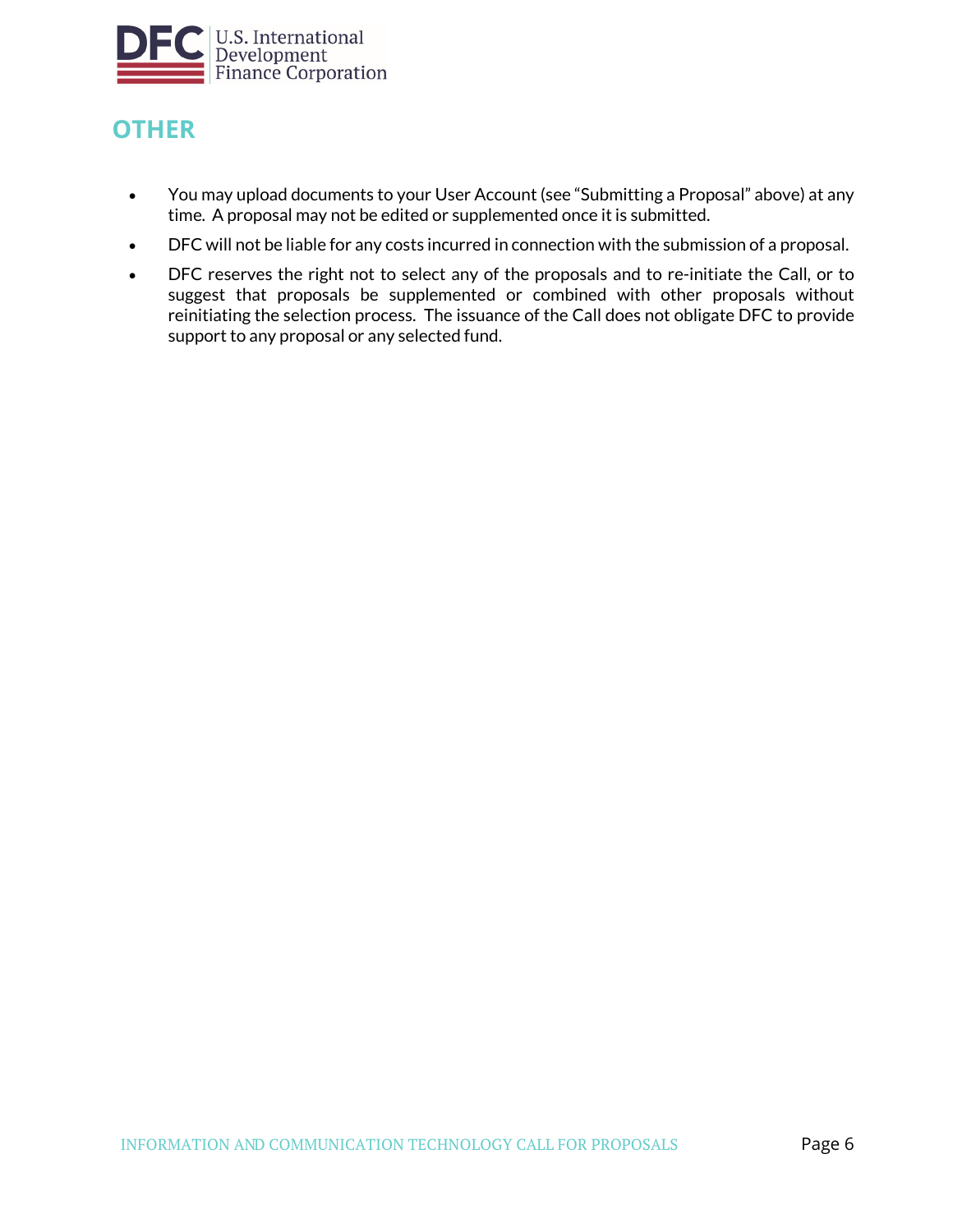## OTHER

- You may upload documents to your User Account (see "Submitting a Proposal" above) at any time. A proposal may not be edited or supplemented once it is submitted.
- DFC will not be liable for any costs incurred in connection with the submission of a proposal.
- DFC reserves the right not to select any of the proposals and to re-initiate the Call, or to suggest that proposals be supplemented or combined with other proposals without reinitiating the selection process. The issuance of the Call does not obligate DFC to provide support to any proposal or any selected fund.